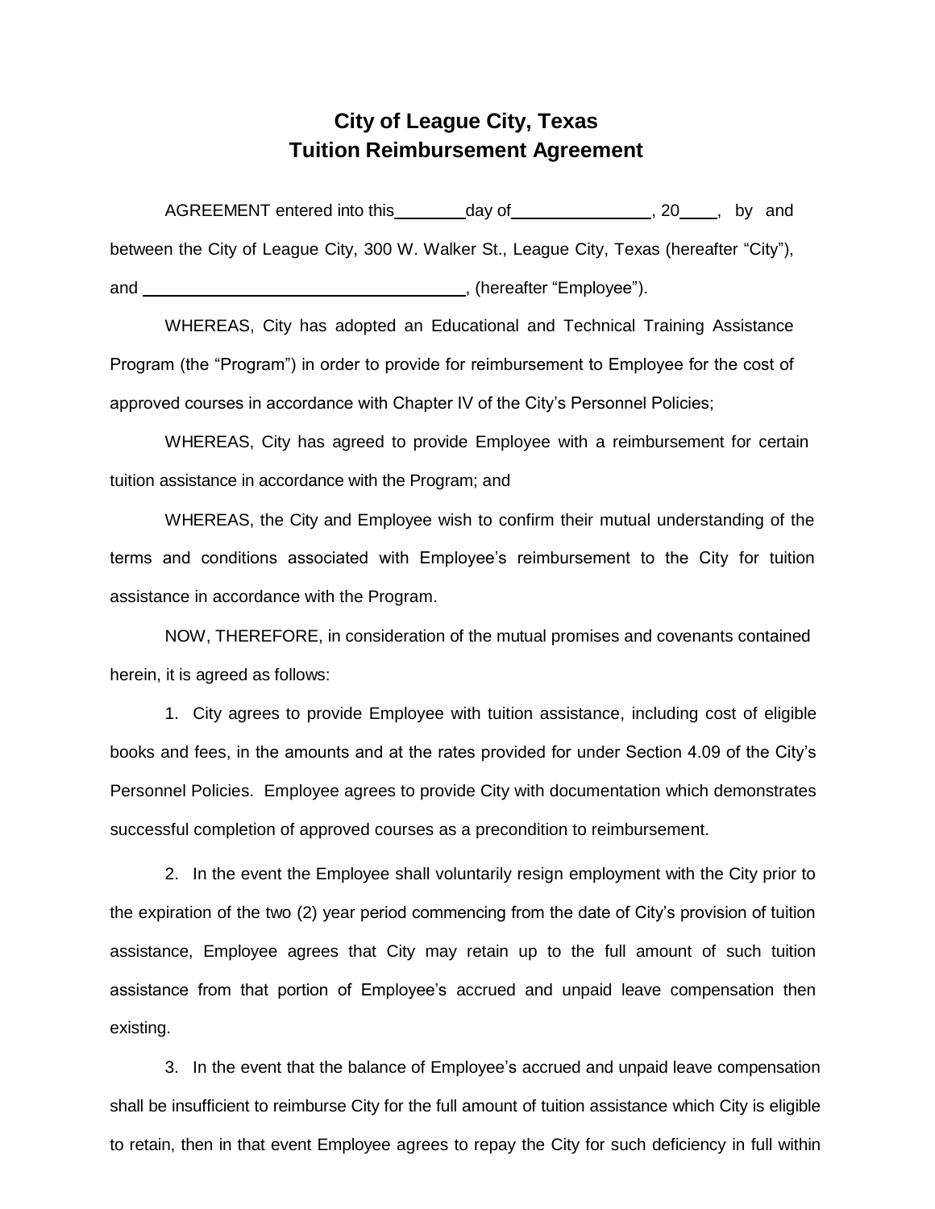# City of League City, Texas
# Tuition Reimbursement Agreement

AGREEMENT entered into this ________ day of ________________, 20____, by and between the City of League City, 300 W. Walker St., League City, Texas (hereafter "City"), and ____________________________________, (hereafter "Employee").

WHEREAS, City has adopted an Educational and Technical Training Assistance Program (the "Program") in order to provide for reimbursement to Employee for the cost of approved courses in accordance with Chapter IV of the City's Personnel Policies;

WHEREAS, City has agreed to provide Employee with a reimbursement for certain tuition assistance in accordance with the Program; and

WHEREAS, the City and Employee wish to confirm their mutual understanding of the terms and conditions associated with Employee's reimbursement to the City for tuition assistance in accordance with the Program.

NOW, THEREFORE, in consideration of the mutual promises and covenants contained herein, it is agreed as follows:

1. City agrees to provide Employee with tuition assistance, including cost of eligible books and fees, in the amounts and at the rates provided for under Section 4.09 of the City's Personnel Policies. Employee agrees to provide City with documentation which demonstrates successful completion of approved courses as a precondition to reimbursement.

2. In the event the Employee shall voluntarily resign employment with the City prior to the expiration of the two (2) year period commencing from the date of City's provision of tuition assistance, Employee agrees that City may retain up to the full amount of such tuition assistance from that portion of Employee's accrued and unpaid leave compensation then existing.

3. In the event that the balance of Employee's accrued and unpaid leave compensation shall be insufficient to reimburse City for the full amount of tuition assistance which City is eligible to retain, then in that event Employee agrees to repay the City for such deficiency in full within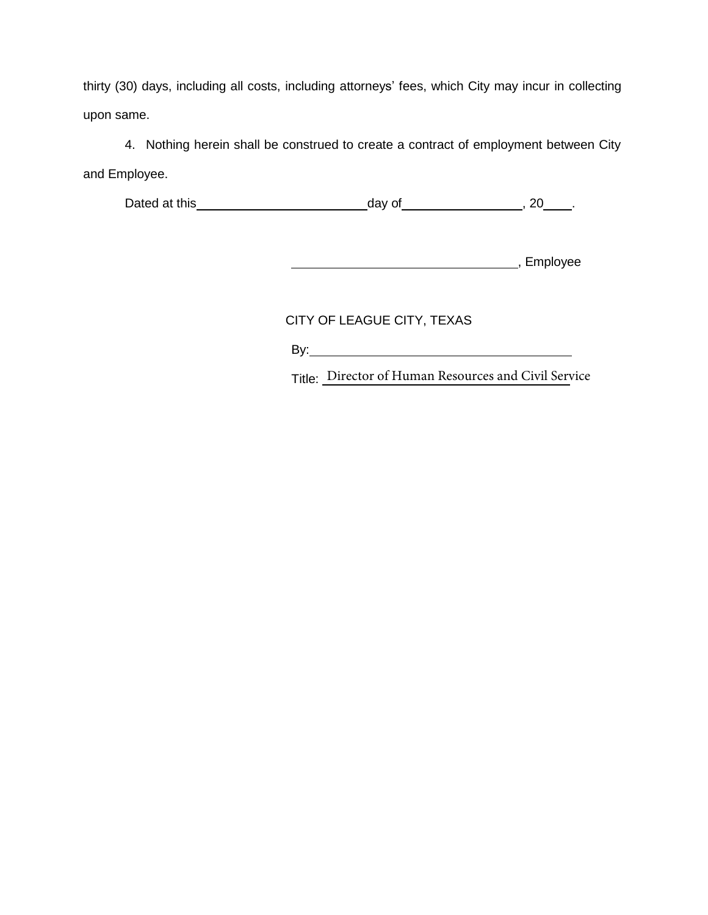thirty (30) days, including all costs, including attorneys' fees, which City may incur in collecting upon same.

4. Nothing herein shall be construed to create a contract of employment between City and Employee.

Dated at this \_\_\_\_\_\_\_\_\_\_\_\_\_\_\_\_\_\_\_\_ day of \_\_\_\_\_\_\_\_\_\_\_\_\_\_\_, 20\_\_\_\_.

\_\_\_\_\_\_\_\_\_\_\_\_\_\_\_\_\_\_\_\_\_\_\_\_\_\_\_\_\_\_, Employee

CITY OF LEAGUE CITY, TEXAS

By: \_\_\_\_\_\_\_\_\_\_\_\_\_\_\_\_\_\_\_\_\_\_\_\_\_\_\_\_\_\_\_\_

Title: Director of Human Resources and Civil Service